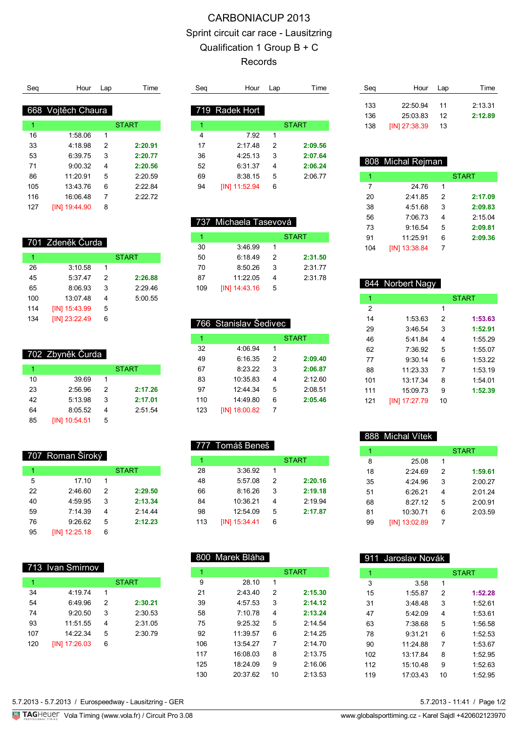# CARBONIACUP 2013

## Sprint circuit car race - Lausitzring

## Qualification 1 Group B + C

## Records

### 668 Vojtěch Chaura

| Seq | Hour | Lap | Time |
|---|---|---|---|
| 1 | | | START |
| 16 | 1:58.06 | 1 | |
| 33 | 4:18.98 | 2 | **2:20.91** |
| 53 | 6:39.75 | 3 | **2:20.77** |
| 71 | 9:00.32 | 4 | **2:20.56** |
| 86 | 11:20.91 | 5 | 2:20.59 |
| 105 | 13:43.76 | 6 | 2:22.84 |
| 116 | 16:06.48 | 7 | 2:22.72 |
| 127 | [IN] 19:44.90 | 8 | |

### 701 Zdeněk Čurda

| Seq | Hour | Lap | Time |
|---|---|---|---|
| 1 | | | START |
| 26 | 3:10.58 | 1 | |
| 45 | 5:37.47 | 2 | **2:26.88** |
| 65 | 8:06.93 | 3 | 2:29.46 |
| 100 | 13:07.48 | 4 | 5:00.55 |
| 114 | [IN] 15:43.99 | 5 | |
| 134 | [IN] 23:22.49 | 6 | |

### 702 Zbyněk Čurda

| Seq | Hour | Lap | Time |
|---|---|---|---|
| 1 | | | START |
| 10 | 39.69 | 1 | |
| 23 | 2:56.96 | 2 | **2:17.26** |
| 42 | 5:13.98 | 3 | **2:17.01** |
| 64 | 8:05.52 | 4 | 2:51.54 |
| 85 | [IN] 10:54.51 | 5 | |

### 707 Roman Široký

| Seq | Hour | Lap | Time |
|---|---|---|---|
| 1 | | | START |
| 5 | 17.10 | 1 | |
| 22 | 2:46.60 | 2 | **2:29.50** |
| 40 | 4:59.95 | 3 | **2:13.34** |
| 59 | 7:14.39 | 4 | 2:14.44 |
| 76 | 9:26.62 | 5 | **2:12.23** |
| 95 | [IN] 12:25.18 | 6 | |

### 713 Ivan Smirnov

| Seq | Hour | Lap | Time |
|---|---|---|---|
| 1 | | | START |
| 34 | 4:19.74 | 1 | |
| 54 | 6:49.96 | 2 | **2:30.21** |
| 74 | 9:20.50 | 3 | 2:30.53 |
| 93 | 11:51.55 | 4 | 2:31.05 |
| 107 | 14:22.34 | 5 | 2:30.79 |
| 120 | [IN] 17:26.03 | 6 | |

### 719 Radek Hort

| Seq | Hour | Lap | Time |
|---|---|---|---|
| 1 | | | START |
| 4 | 7.92 | 1 | |
| 17 | 2:17.48 | 2 | **2:09.56** |
| 36 | 4:25.13 | 3 | **2:07.64** |
| 52 | 6:31.37 | 4 | **2:06.24** |
| 69 | 8:38.15 | 5 | 2:06.77 |
| 94 | [IN] 11:52.94 | 6 | |

### 737 Michaela Tasevová

| Seq | Hour | Lap | Time |
|---|---|---|---|
| 1 | | | START |
| 30 | 3:46.99 | 1 | |
| 50 | 6:18.49 | 2 | **2:31.50** |
| 70 | 8:50.26 | 3 | 2:31.77 |
| 87 | 11:22.05 | 4 | 2:31.78 |
| 109 | [IN] 14:43.16 | 5 | |

### 766 Stanislav Šedivec

| Seq | Hour | Lap | Time |
|---|---|---|---|
| 1 | | | START |
| 32 | 4:06.94 | 1 | |
| 49 | 6:16.35 | 2 | **2:09.40** |
| 67 | 8:23.22 | 3 | **2:06.87** |
| 83 | 10:35.83 | 4 | 2:12.60 |
| 97 | 12:44.34 | 5 | 2:08.51 |
| 110 | 14:49.80 | 6 | **2:05.46** |
| 123 | [IN] 18:00.82 | 7 | |

### 777 Tomáš Beneš

| Seq | Hour | Lap | Time |
|---|---|---|---|
| 1 | | | START |
| 28 | 3:36.92 | 1 | |
| 48 | 5:57.08 | 2 | **2:20.16** |
| 66 | 8:16.26 | 3 | **2:19.18** |
| 84 | 10:36.21 | 4 | 2:19.94 |
| 98 | 12:54.09 | 5 | **2:17.87** |
| 113 | [IN] 15:34.41 | 6 | |

### 800 Marek Bláha

| Seq | Hour | Lap | Time |
|---|---|---|---|
| 1 | | | START |
| 9 | 28.10 | 1 | |
| 21 | 2:43.40 | 2 | **2:15.30** |
| 39 | 4:57.53 | 3 | **2:14.12** |
| 58 | 7:10.78 | 4 | **2:13.24** |
| 75 | 9:25.32 | 5 | 2:14.54 |
| 92 | 11:39.57 | 6 | 2:14.25 |
| 106 | 13:54.27 | 7 | 2:14.70 |
| 117 | 16:08.03 | 8 | 2:13.75 |
| 125 | 18:24.09 | 9 | 2:16.06 |
| 130 | 20:37.62 | 10 | 2:13.53 |
| 133 | 22:50.94 | 11 | 2:13.31 |
| 136 | 25:03.83 | 12 | **2:12.89** |
| 138 | [IN] 27:38.39 | 13 | |

### 808 Michal Rejman

| Seq | Hour | Lap | Time |
|---|---|---|---|
| 1 | | | START |
| 7 | 24.76 | 1 | |
| 20 | 2:41.85 | 2 | **2:17.09** |
| 38 | 4:51.68 | 3 | **2:09.83** |
| 56 | 7:06.73 | 4 | 2:15.04 |
| 73 | 9:16.54 | 5 | **2:09.81** |
| 91 | 11:25.91 | 6 | **2:09.36** |
| 104 | [IN] 13:38.84 | 7 | |

### 844 Norbert Nagy

| Seq | Hour | Lap | Time |
|---|---|---|---|
| 1 | | | START |
| 2 | | 1 | |
| 14 | 1:53.63 | 2 | **1:53.63** |
| 29 | 3:46.54 | 3 | **1:52.91** |
| 46 | 5:41.84 | 4 | 1:55.29 |
| 62 | 7:36.92 | 5 | 1:55.07 |
| 77 | 9:30.14 | 6 | 1:53.22 |
| 88 | 11:23.33 | 7 | 1:53.19 |
| 101 | 13:17.34 | 8 | 1:54.01 |
| 111 | 15:09.73 | 9 | **1:52.39** |
| 121 | [IN] 17:27.79 | 10 | |

### 888 Michal Vítek

| Seq | Hour | Lap | Time |
|---|---|---|---|
| 1 | | | START |
| 8 | 25.08 | 1 | |
| 18 | 2:24.69 | 2 | **1:59.61** |
| 35 | 4:24.96 | 3 | 2:00.27 |
| 51 | 6:26.21 | 4 | 2:01.24 |
| 68 | 8:27.12 | 5 | 2:00.91 |
| 81 | 10:30.71 | 6 | 2:03.59 |
| 99 | [IN] 13:02.89 | 7 | |

### 911 Jaroslav Novák

| Seq | Hour | Lap | Time |
|---|---|---|---|
| 1 | | | START |
| 3 | 3.58 | 1 | |
| 15 | 1:55.87 | 2 | **1:52.28** |
| 31 | 3:48.48 | 3 | 1:52.61 |
| 47 | 5:42.09 | 4 | 1:53.61 |
| 63 | 7:38.68 | 5 | 1:56.58 |
| 78 | 9:31.21 | 6 | 1:52.53 |
| 90 | 11:24.88 | 7 | 1:53.67 |
| 102 | 13:17.84 | 8 | 1:52.95 |
| 112 | 15:10.48 | 9 | 1:52.63 |
| 119 | 17:03.43 | 10 | 1:52.95 |

5.7.2013 - 5.7.2013 / Eurospeedway - Lausitzring - GER 5.7.2013 - 11:41

Vola Timing (www.vola.fr) / Circuit Pro 3.08 www.globalsporttiming.cz - Karel Sajdl +420602123970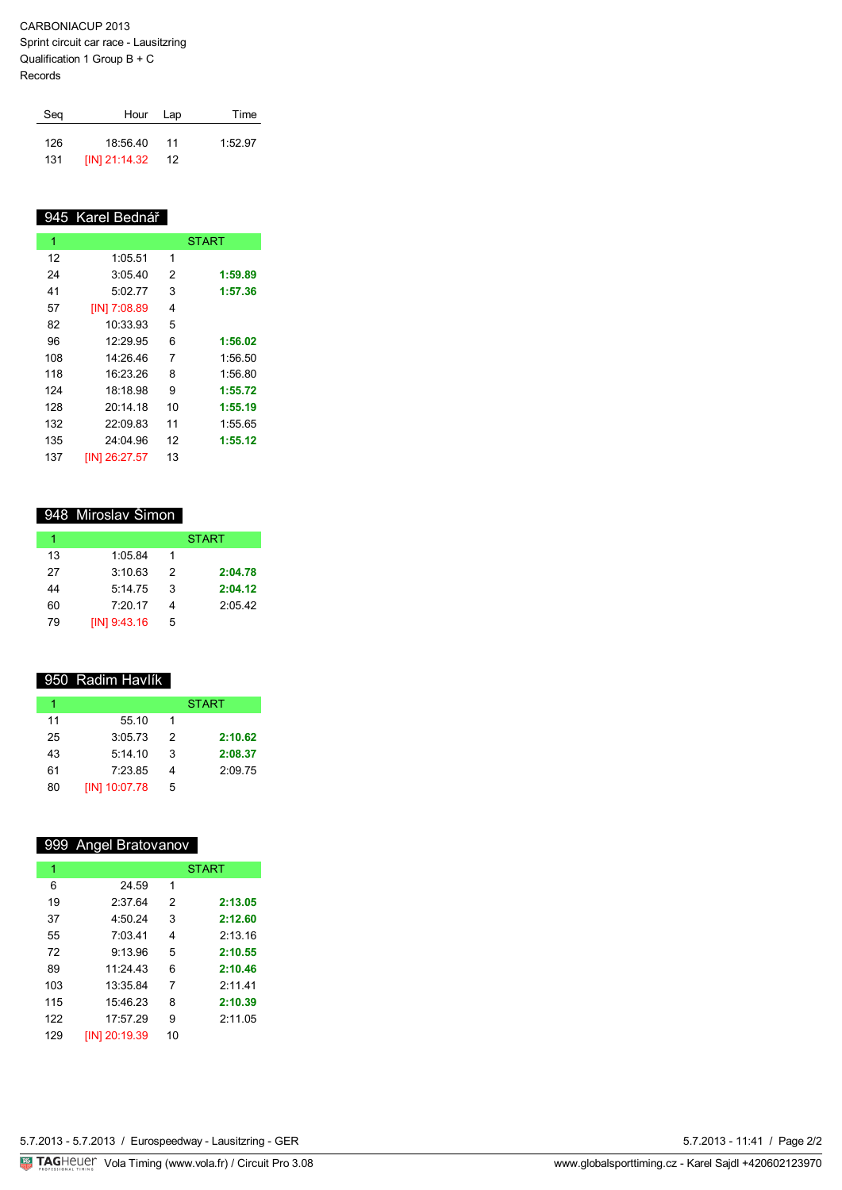CARBONIACUP 2013
Sprint circuit car race - Lausitzring
Qualification 1 Group B + C
Records

| Seq | Hour | Lap | Time |
|---|---|---|---|
| 126 | 18:56.40 | 11 | 1:52.97 |
| 131 | [IN] 21:14.32 | 12 | |

## 945 Karel Bednář

| 1 | | | START |
|---|---|---|---|
| 12 | 1:05.51 | 1 | |
| 24 | 3:05.40 | 2 | **1:59.89** |
| 41 | 5:02.77 | 3 | **1:57.36** |
| 57 | [IN] 7:08.89 | 4 | |
| 82 | 10:33.93 | 5 | |
| 96 | 12:29.95 | 6 | **1:56.02** |
| 108 | 14:26.46 | 7 | 1:56.50 |
| 118 | 16:23.26 | 8 | 1:56.80 |
| 124 | 18:18.98 | 9 | **1:55.72** |
| 128 | 20:14.18 | 10 | **1:55.19** |
| 132 | 22:09.83 | 11 | 1:55.65 |
| 135 | 24:04.96 | 12 | **1:55.12** |
| 137 | [IN] 26:27.57 | 13 | |

## 948 Miroslav Šimon

| 1 | | | START |
|---|---|---|---|
| 13 | 1:05.84 | 1 | |
| 27 | 3:10.63 | 2 | **2:04.78** |
| 44 | 5:14.75 | 3 | **2:04.12** |
| 60 | 7:20.17 | 4 | 2:05.42 |
| 79 | [IN] 9:43.16 | 5 | |

## 950 Radim Havlík

| 1 | | | START |
|---|---|---|---|
| 11 | 55.10 | 1 | |
| 25 | 3:05.73 | 2 | **2:10.62** |
| 43 | 5:14.10 | 3 | **2:08.37** |
| 61 | 7:23.85 | 4 | 2:09.75 |
| 80 | [IN] 10:07.78 | 5 | |

## 999 Angel Bratovanov

| 1 | | | START |
|---|---|---|---|
| 6 | 24.59 | 1 | |
| 19 | 2:37.64 | 2 | **2:13.05** |
| 37 | 4:50.24 | 3 | **2:12.60** |
| 55 | 7:03.41 | 4 | 2:13.16 |
| 72 | 9:13.96 | 5 | **2:10.55** |
| 89 | 11:24.43 | 6 | **2:10.46** |
| 103 | 13:35.84 | 7 | 2:11.41 |
| 115 | 15:46.23 | 8 | **2:10.39** |
| 122 | 17:57.29 | 9 | 2:11.05 |
| 129 | [IN] 20:19.39 | 10 | |

5.7.2013 - 5.7.2013 / Eurospeedway - Lausitzring - GER

5.7.2013 - 11:41

TAGHeuer Vola Timing (www.vola.fr) / Circuit Pro 3.08

www.globalsporttiming.cz - Karel Sajdl +420602123970